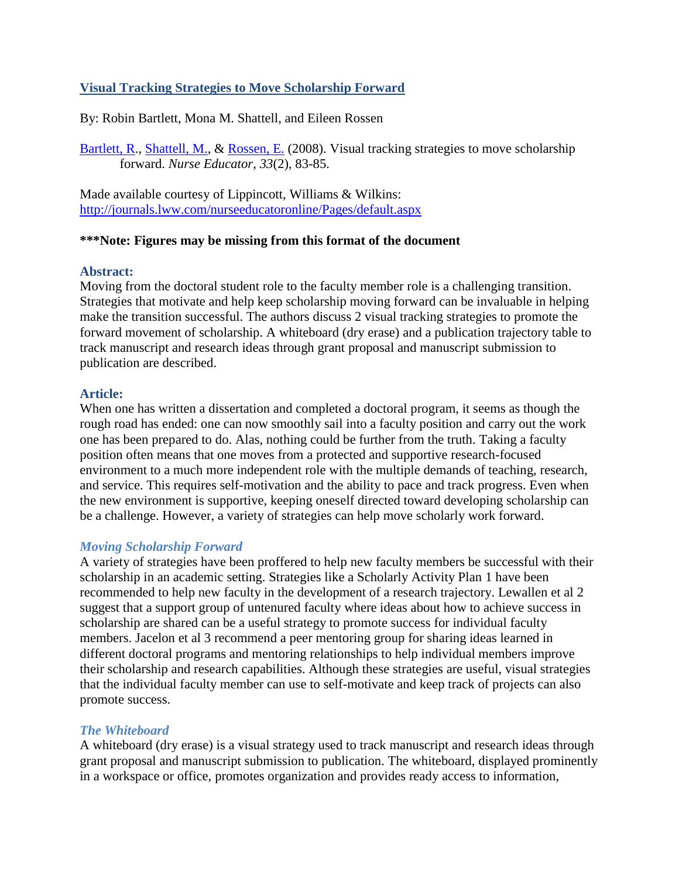# [Visual Tracking Strategies to Move Scholarship Forward](#)

By: Robin Bartlett, Mona M. Shattell, and Eileen Rossen

[Bartlett, R.](#), [Shattell, M.](#), & [Rossen, E.](#) (2008). Visual tracking strategies to move scholarship forward. *Nurse Educator, 33*(2), 83-85.

Made available courtesy of Lippincott, Williams & Wilkins: [http://journals.lww.com/nurseeducatoronline/Pages/default.aspx](http://journals.lww.com/nurseeducatoronline/Pages/default.aspx)

**\*\*\*Note: Figures may be missing from this format of the document**

## Abstract:

Moving from the doctoral student role to the faculty member role is a challenging transition. Strategies that motivate and help keep scholarship moving forward can be invaluable in helping make the transition successful. The authors discuss 2 visual tracking strategies to promote the forward movement of scholarship. A whiteboard (dry erase) and a publication trajectory table to track manuscript and research ideas through grant proposal and manuscript submission to publication are described.

## Article:

When one has written a dissertation and completed a doctoral program, it seems as though the rough road has ended: one can now smoothly sail into a faculty position and carry out the work one has been prepared to do. Alas, nothing could be further from the truth. Taking a faculty position often means that one moves from a protected and supportive research-focused environment to a much more independent role with the multiple demands of teaching, research, and service. This requires self-motivation and the ability to pace and track progress. Even when the new environment is supportive, keeping oneself directed toward developing scholarship can be a challenge. However, a variety of strategies can help move scholarly work forward.

### *Moving Scholarship Forward*

A variety of strategies have been proffered to help new faculty members be successful with their scholarship in an academic setting. Strategies like a Scholarly Activity Plan [1] have been recommended to help new faculty in the development of a research trajectory. Lewallen et al [2] suggest that a support group of untenured faculty where ideas about how to achieve success in scholarship are shared can be a useful strategy to promote success for individual faculty members. Jacelon et al [3] recommend a peer mentoring group for sharing ideas learned in different doctoral programs and mentoring relationships to help individual members improve their scholarship and research capabilities. Although these strategies are useful, visual strategies that the individual faculty member can use to self-motivate and keep track of projects can also promote success.

### *The Whiteboard*

A whiteboard (dry erase) is a visual strategy used to track manuscript and research ideas through grant proposal and manuscript submission to publication. The whiteboard, displayed prominently in a workspace or office, promotes organization and provides ready access to information,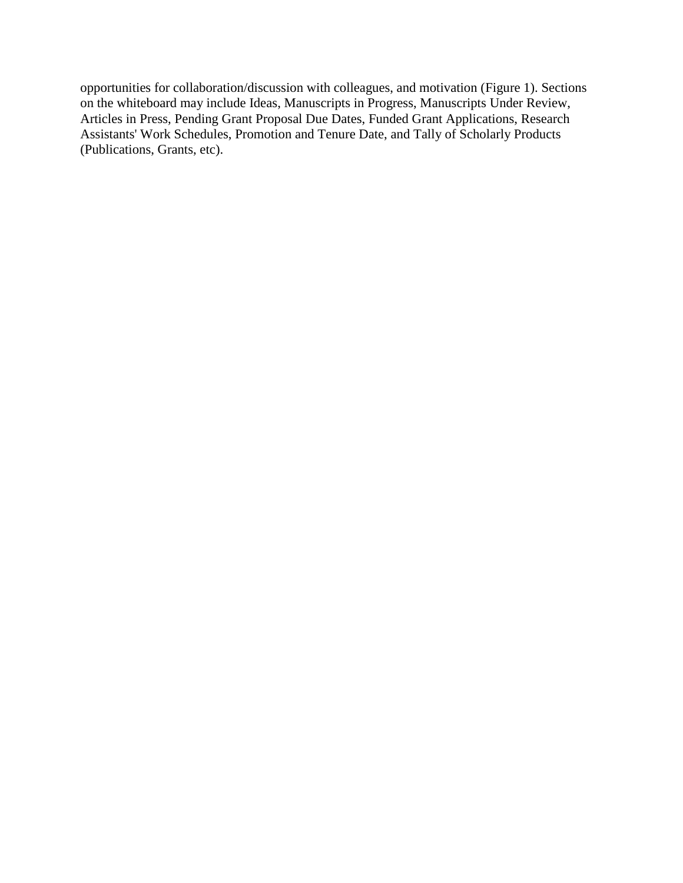opportunities for collaboration/discussion with colleagues, and motivation (Figure 1). Sections on the whiteboard may include Ideas, Manuscripts in Progress, Manuscripts Under Review, Articles in Press, Pending Grant Proposal Due Dates, Funded Grant Applications, Research Assistants' Work Schedules, Promotion and Tenure Date, and Tally of Scholarly Products (Publications, Grants, etc).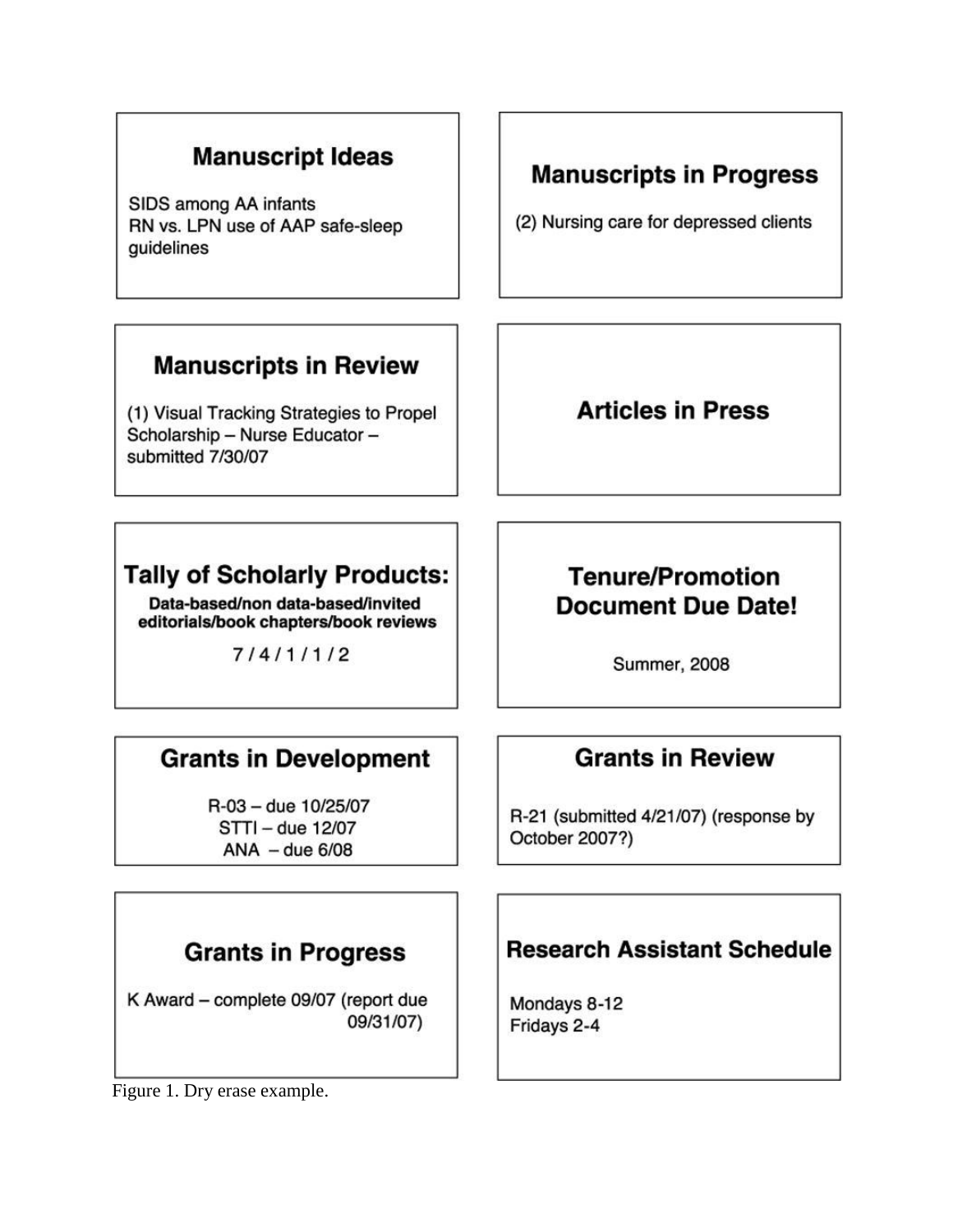**Manuscript Ideas**

SIDS among AA infants
RN vs. LPN use of AAP safe-sleep guidelines

**Manuscripts in Progress**

(2) Nursing care for depressed clients

**Manuscripts in Review**

(1) Visual Tracking Strategies to Propel Scholarship – Nurse Educator – submitted 7/30/07

**Articles in Press**

**Tally of Scholarly Products:**
**Data-based/non data-based/invited editorials/book chapters/book reviews**

7 / 4 / 1 / 1 / 2

**Tenure/Promotion Document Due Date!**

Summer, 2008

**Grants in Development**

R-03 – due 10/25/07
STTI – due 12/07
ANA – due 6/08

**Grants in Review**

R-21 (submitted 4/21/07) (response by October 2007?)

**Grants in Progress**

K Award – complete 09/07 (report due 09/31/07)

**Research Assistant Schedule**

Mondays 8-12
Fridays 2-4

Figure 1. Dry erase example.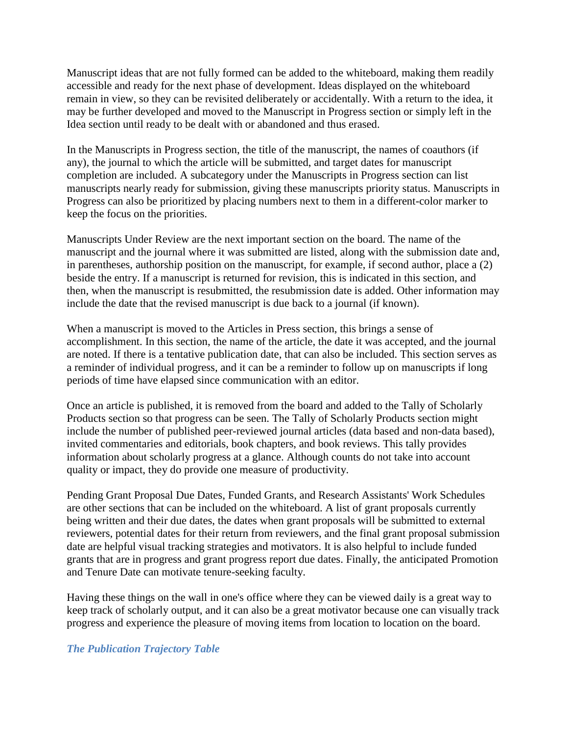Manuscript ideas that are not fully formed can be added to the whiteboard, making them readily accessible and ready for the next phase of development. Ideas displayed on the whiteboard remain in view, so they can be revisited deliberately or accidentally. With a return to the idea, it may be further developed and moved to the Manuscript in Progress section or simply left in the Idea section until ready to be dealt with or abandoned and thus erased.

In the Manuscripts in Progress section, the title of the manuscript, the names of coauthors (if any), the journal to which the article will be submitted, and target dates for manuscript completion are included. A subcategory under the Manuscripts in Progress section can list manuscripts nearly ready for submission, giving these manuscripts priority status. Manuscripts in Progress can also be prioritized by placing numbers next to them in a different-color marker to keep the focus on the priorities.

Manuscripts Under Review are the next important section on the board. The name of the manuscript and the journal where it was submitted are listed, along with the submission date and, in parentheses, authorship position on the manuscript, for example, if second author, place a (2) beside the entry. If a manuscript is returned for revision, this is indicated in this section, and then, when the manuscript is resubmitted, the resubmission date is added. Other information may include the date that the revised manuscript is due back to a journal (if known).

When a manuscript is moved to the Articles in Press section, this brings a sense of accomplishment. In this section, the name of the article, the date it was accepted, and the journal are noted. If there is a tentative publication date, that can also be included. This section serves as a reminder of individual progress, and it can be a reminder to follow up on manuscripts if long periods of time have elapsed since communication with an editor.

Once an article is published, it is removed from the board and added to the Tally of Scholarly Products section so that progress can be seen. The Tally of Scholarly Products section might include the number of published peer-reviewed journal articles (data based and non-data based), invited commentaries and editorials, book chapters, and book reviews. This tally provides information about scholarly progress at a glance. Although counts do not take into account quality or impact, they do provide one measure of productivity.

Pending Grant Proposal Due Dates, Funded Grants, and Research Assistants' Work Schedules are other sections that can be included on the whiteboard. A list of grant proposals currently being written and their due dates, the dates when grant proposals will be submitted to external reviewers, potential dates for their return from reviewers, and the final grant proposal submission date are helpful visual tracking strategies and motivators. It is also helpful to include funded grants that are in progress and grant progress report due dates. Finally, the anticipated Promotion and Tenure Date can motivate tenure-seeking faculty.

Having these things on the wall in one's office where they can be viewed daily is a great way to keep track of scholarly output, and it can also be a great motivator because one can visually track progress and experience the pleasure of moving items from location to location on the board.

### *The Publication Trajectory Table*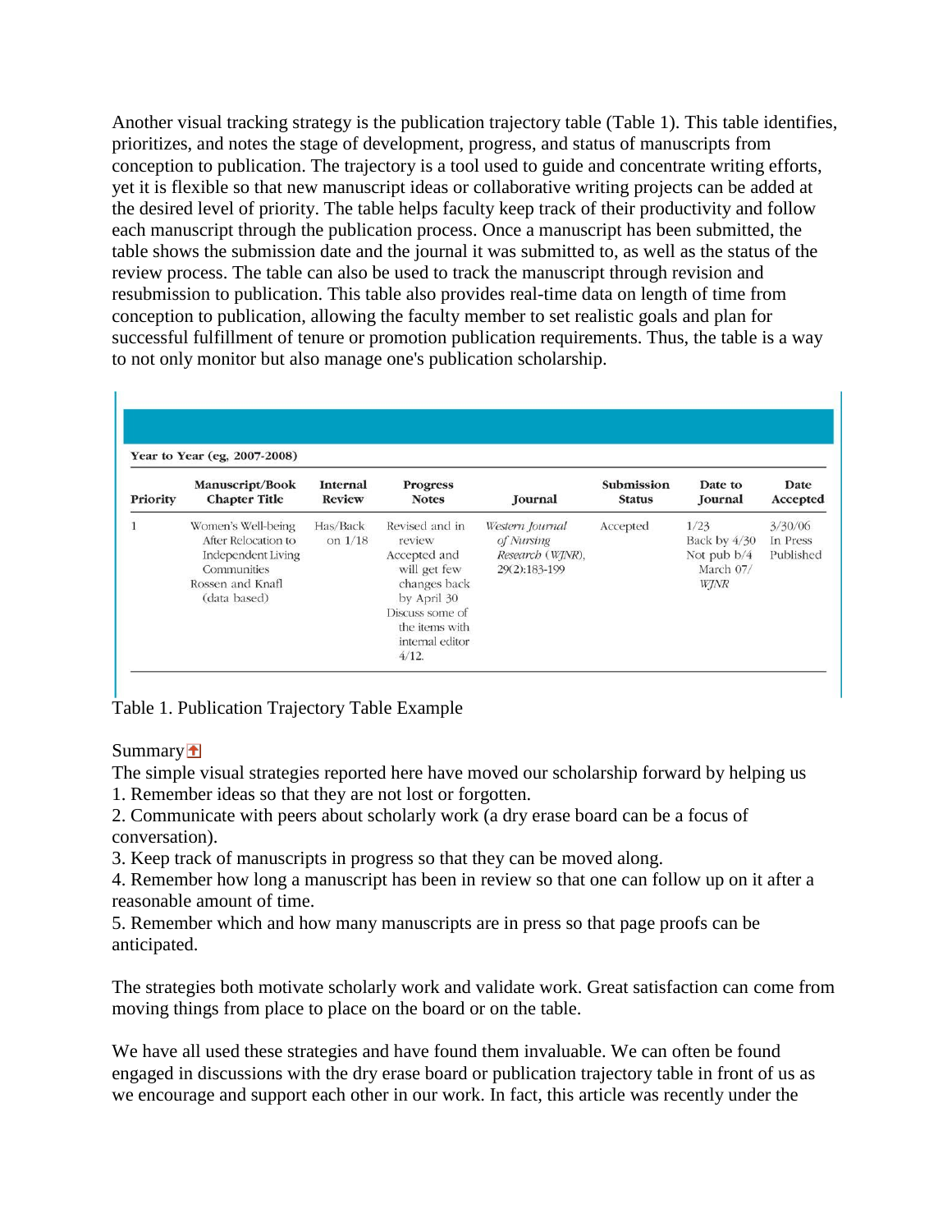Another visual tracking strategy is the publication trajectory table (Table 1). This table identifies, prioritizes, and notes the stage of development, progress, and status of manuscripts from conception to publication. The trajectory is a tool used to guide and concentrate writing efforts, yet it is flexible so that new manuscript ideas or collaborative writing projects can be added at the desired level of priority. The table helps faculty keep track of their productivity and follow each manuscript through the publication process. Once a manuscript has been submitted, the table shows the submission date and the journal it was submitted to, as well as the status of the review process. The table can also be used to track the manuscript through revision and resubmission to publication. This table also provides real-time data on length of time from conception to publication, allowing the faculty member to set realistic goals and plan for successful fulfillment of tenure or promotion publication requirements. Thus, the table is a way to not only monitor but also manage one's publication scholarship.

**Year to Year (eg, 2007-2008)**

| Priority | Manuscript/Book Chapter Title | Internal Review | Progress Notes | Journal | Submission Status | Date to Journal | Date Accepted |
|---|---|---|---|---|---|---|---|
| 1 | Women's Well-being After Relocation to Independent Living Communities Rossen and Knafl (data based) | Has/Back on 1/18 | Revised and in review Accepted and will get few changes back by April 30 Discuss some of the items with internal editor 4/12. | *Western Journal of Nursing Research* (*WJNR*), 29(2):183-199 | Accepted | 1/23 Back by 4/30 Not pub b/4 March 07/ *WJNR* | 3/30/06 In Press Published |

Table 1. Publication Trajectory Table Example

## Summary

The simple visual strategies reported here have moved our scholarship forward by helping us

1. Remember ideas so that they are not lost or forgotten.
2. Communicate with peers about scholarly work (a dry erase board can be a focus of conversation).
3. Keep track of manuscripts in progress so that they can be moved along.
4. Remember how long a manuscript has been in review so that one can follow up on it after a reasonable amount of time.
5. Remember which and how many manuscripts are in press so that page proofs can be anticipated.

The strategies both motivate scholarly work and validate work. Great satisfaction can come from moving things from place to place on the board or on the table.

We have all used these strategies and have found them invaluable. We can often be found engaged in discussions with the dry erase board or publication trajectory table in front of us as we encourage and support each other in our work. In fact, this article was recently under the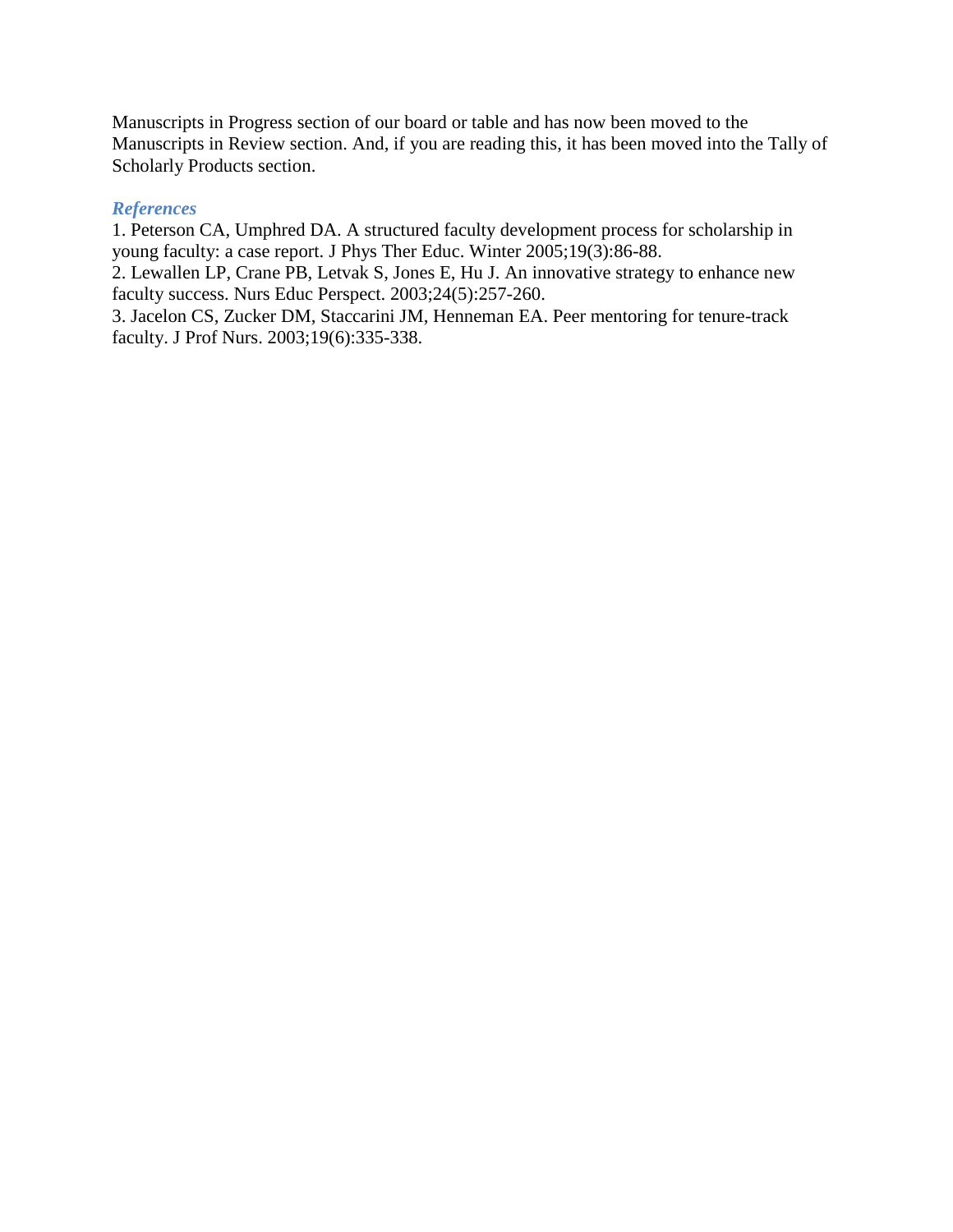Manuscripts in Progress section of our board or table and has now been moved to the Manuscripts in Review section. And, if you are reading this, it has been moved into the Tally of Scholarly Products section.

### *References*

1. Peterson CA, Umphred DA. A structured faculty development process for scholarship in young faculty: a case report. J Phys Ther Educ. Winter 2005;19(3):86-88.
2. Lewallen LP, Crane PB, Letvak S, Jones E, Hu J. An innovative strategy to enhance new faculty success. Nurs Educ Perspect. 2003;24(5):257-260.
3. Jacelon CS, Zucker DM, Staccarini JM, Henneman EA. Peer mentoring for tenure-track faculty. J Prof Nurs. 2003;19(6):335-338.